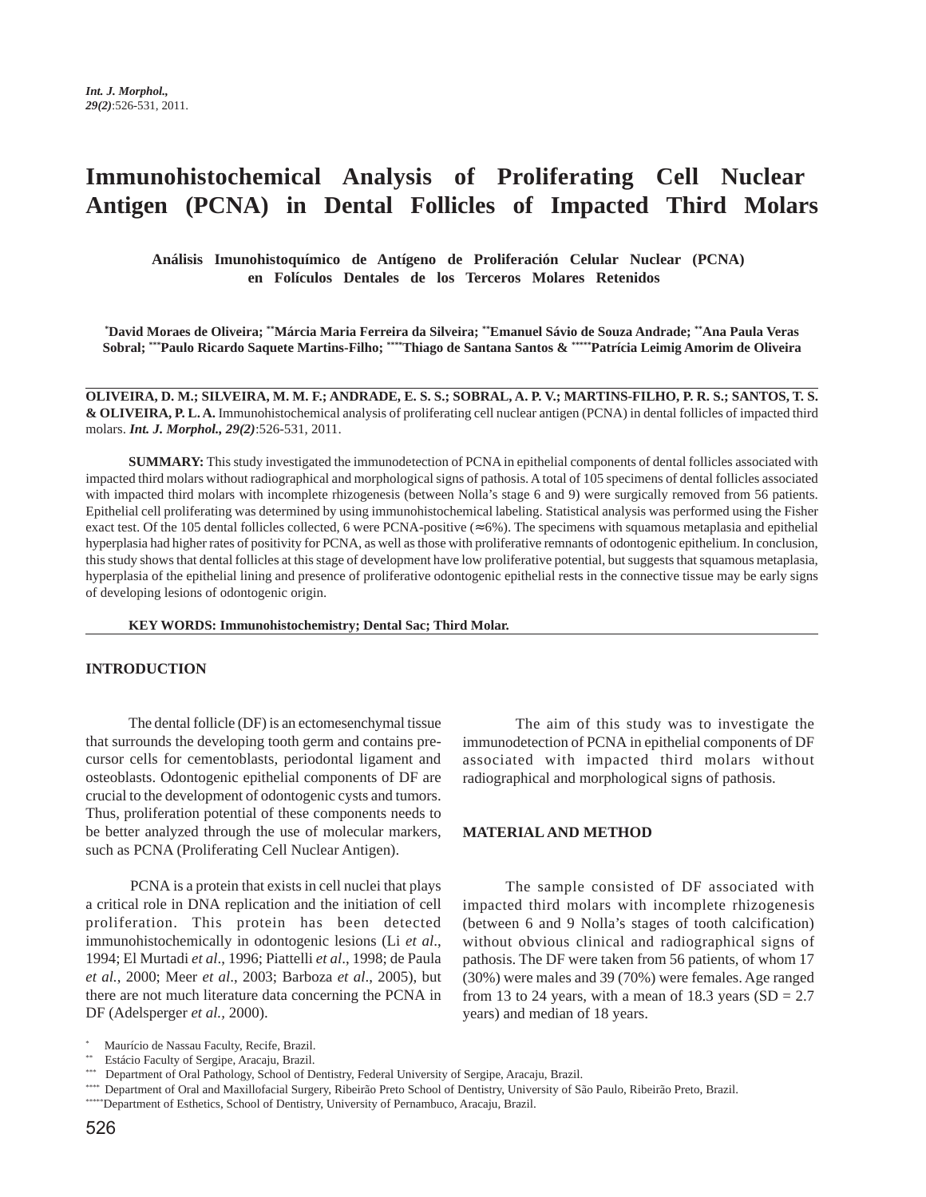# Immunohistochemical Analysis of Proliferating Cell Nuclear Antigen (PCNA) in Dental Follicles of Impacted Third Molars

### Análisis Imunohistoquímico de Antígeno de Proliferación Celular Nuclear (PCNA) en Folículos Dentales de los Terceros Molares Retenidos

**[*]David Moraes de Oliveira; [**]Márcia Maria Ferreira da Silveira; [**]Emanuel Sávio de Souza Andrade; [**]Ana Paula Veras Sobral; [***]Paulo Ricardo Saquete Martins-Filho; [****]Thiago de Santana Santos & [*****]Patrícia Leimig Amorim de Oliveira**

---

**OLIVEIRA, D. M.; SILVEIRA, M. M. F.; ANDRADE, E. S. S.; SOBRAL, A. P. V.; MARTINS-FILHO, P. R. S.; SANTOS, T. S. & OLIVEIRA, P. L. A.** Immunohistochemical analysis of proliferating cell nuclear antigen (PCNA) in dental follicles of impacted third molars. ***Int. J. Morphol., 29(2)***:526-531, 2011.

**SUMMARY:** This study investigated the immunodetection of PCNA in epithelial components of dental follicles associated with impacted third molars without radiographical and morphological signs of pathosis. A total of 105 specimens of dental follicles associated with impacted third molars with incomplete rhizogenesis (between Nolla's stage 6 and 9) were surgically removed from 56 patients. Epithelial cell proliferating was determined by using immunohistochemical labeling. Statistical analysis was performed using the Fisher exact test. Of the 105 dental follicles collected, 6 were PCNA-positive (≈6%). The specimens with squamous metaplasia and epithelial hyperplasia had higher rates of positivity for PCNA, as well as those with proliferative remnants of odontogenic epithelium. In conclusion, this study shows that dental follicles at this stage of development have low proliferative potential, but suggests that squamous metaplasia, hyperplasia of the epithelial lining and presence of proliferative odontogenic epithelial rests in the connective tissue may be early signs of developing lesions of odontogenic origin.

**KEY WORDS: Immunohistochemistry; Dental Sac; Third Molar.**

---

## INTRODUCTION

The dental follicle (DF) is an ectomesenchymal tissue that surrounds the developing tooth germ and contains precursor cells for cementoblasts, periodontal ligament and osteoblasts. Odontogenic epithelial components of DF are crucial to the development of odontogenic cysts and tumors. Thus, proliferation potential of these components needs to be better analyzed through the use of molecular markers, such as PCNA (Proliferating Cell Nuclear Antigen).

PCNA is a protein that exists in cell nuclei that plays a critical role in DNA replication and the initiation of cell proliferation. This protein has been detected immunohistochemically in odontogenic lesions (Li *et al*., 1994; El Murtadi *et al*., 1996; Piattelli *et al*., 1998; de Paula *et al.*, 2000; Meer *et al*., 2003; Barboza *et al*., 2005), but there are not much literature data concerning the PCNA in DF (Adelsperger *et al.*, 2000).

The aim of this study was to investigate the immunodetection of PCNA in epithelial components of DF associated with impacted third molars without radiographical and morphological signs of pathosis.

## MATERIAL AND METHOD

The sample consisted of DF associated with impacted third molars with incomplete rhizogenesis (between 6 and 9 Nolla's stages of tooth calcification) without obvious clinical and radiographical signs of pathosis. The DF were taken from 56 patients, of whom 17 (30%) were males and 39 (70%) were females. Age ranged from 13 to 24 years, with a mean of 18.3 years (SD = 2.7 years) and median of 18 years.

---

[*] Maurício de Nassau Faculty, Recife, Brazil.
[**] Estácio Faculty of Sergipe, Aracaju, Brazil.
[***] Department of Oral Pathology, School of Dentistry, Federal University of Sergipe, Aracaju, Brazil.
[****] Department of Oral and Maxillofacial Surgery, Ribeirão Preto School of Dentistry, University of São Paulo, Ribeirão Preto, Brazil.
[*****] Department of Esthetics, School of Dentistry, University of Pernambuco, Aracaju, Brazil.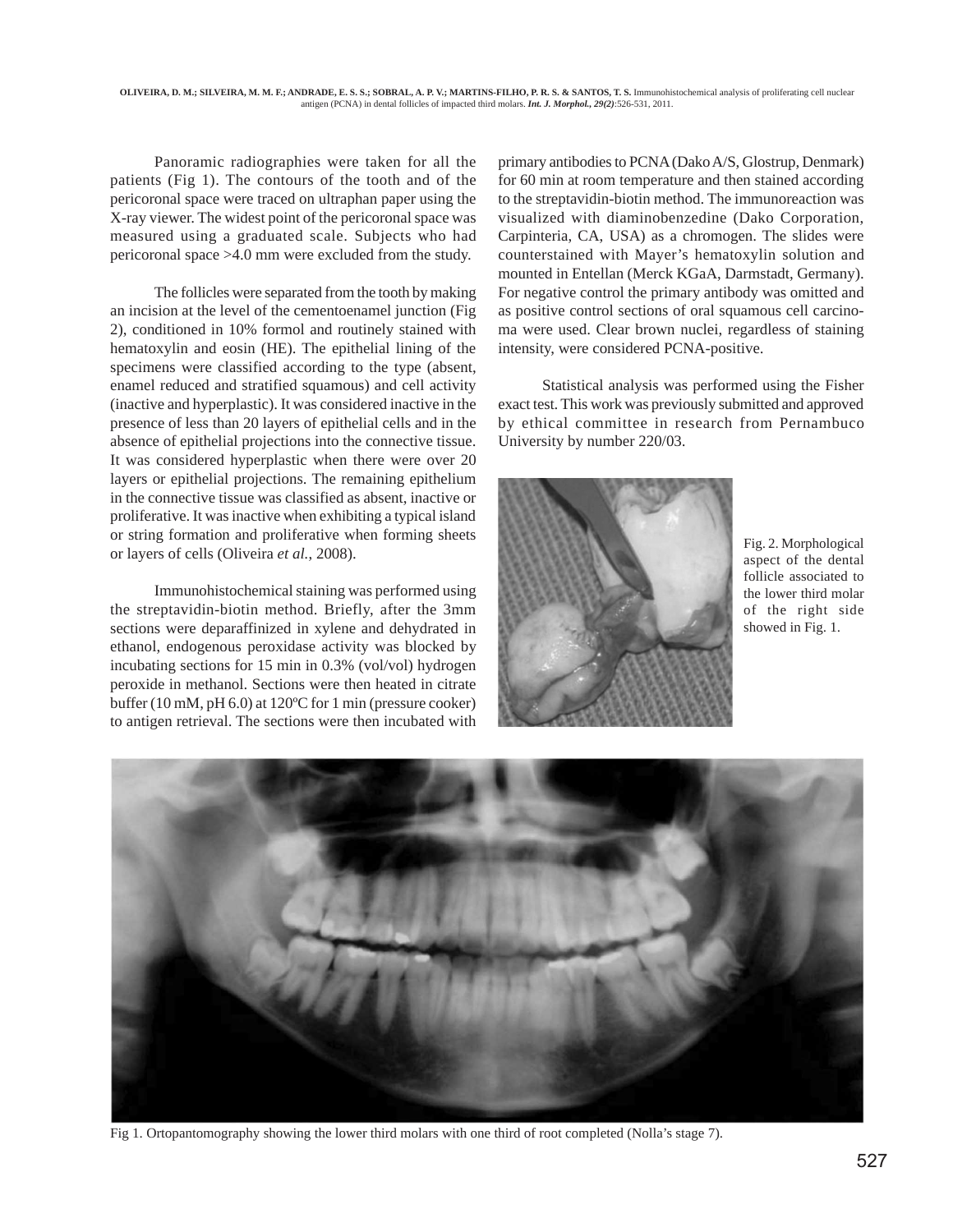Panoramic radiographies were taken for all the patients (Fig 1). The contours of the tooth and of the pericoronal space were traced on ultraphan paper using the X-ray viewer. The widest point of the pericoronal space was measured using a graduated scale. Subjects who had pericoronal space >4.0 mm were excluded from the study.

The follicles were separated from the tooth by making an incision at the level of the cementoenamel junction (Fig 2), conditioned in 10% formol and routinely stained with hematoxylin and eosin (HE). The epithelial lining of the specimens were classified according to the type (absent, enamel reduced and stratified squamous) and cell activity (inactive and hyperplastic). It was considered inactive in the presence of less than 20 layers of epithelial cells and in the absence of epithelial projections into the connective tissue. It was considered hyperplastic when there were over 20 layers or epithelial projections. The remaining epithelium in the connective tissue was classified as absent, inactive or proliferative. It was inactive when exhibiting a typical island or string formation and proliferative when forming sheets or layers of cells (Oliveira *et al.*, 2008).

Immunohistochemical staining was performed using the streptavidin-biotin method. Briefly, after the 3mm sections were deparaffinized in xylene and dehydrated in ethanol, endogenous peroxidase activity was blocked by incubating sections for 15 min in 0.3% (vol/vol) hydrogen peroxide in methanol. Sections were then heated in citrate buffer (10 mM, pH 6.0) at 120ºC for 1 min (pressure cooker) to antigen retrieval. The sections were then incubated with primary antibodies to PCNA (Dako A/S, Glostrup, Denmark) for 60 min at room temperature and then stained according to the streptavidin-biotin method. The immunoreaction was visualized with diaminobenzedine (Dako Corporation, Carpinteria, CA, USA) as a chromogen. The slides were counterstained with Mayer's hematoxylin solution and mounted in Entellan (Merck KGaA, Darmstadt, Germany). For negative control the primary antibody was omitted and as positive control sections of oral squamous cell carcinoma were used. Clear brown nuclei, regardless of staining intensity, were considered PCNA-positive.

Statistical analysis was performed using the Fisher exact test. This work was previously submitted and approved by ethical committee in research from Pernambuco University by number 220/03.

Fig. 2. Morphological aspect of the dental follicle associated to the lower third molar of the right side showed in Fig. 1.

Fig 1. Ortopantomography showing the lower third molars with one third of root completed (Nolla's stage 7).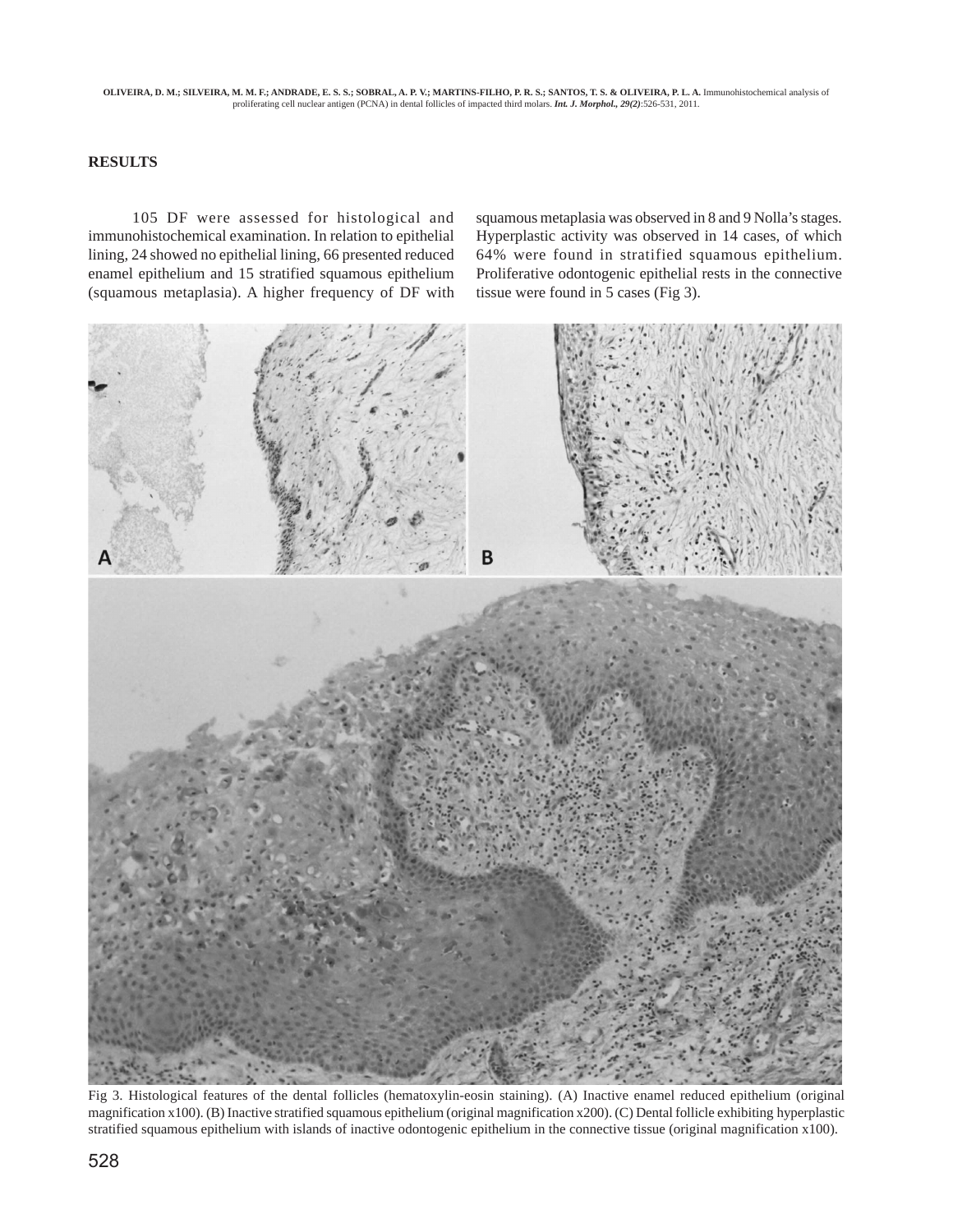## RESULTS

105 DF were assessed for histological and immunohistochemical examination. In relation to epithelial lining, 24 showed no epithelial lining, 66 presented reduced enamel epithelium and 15 stratified squamous epithelium (squamous metaplasia). A higher frequency of DF with squamous metaplasia was observed in 8 and 9 Nolla's stages. Hyperplastic activity was observed in 14 cases, of which 64% were found in stratified squamous epithelium. Proliferative odontogenic epithelial rests in the connective tissue were found in 5 cases (Fig 3).

Fig 3. Histological features of the dental follicles (hematoxylin-eosin staining). (A) Inactive enamel reduced epithelium (original magnification x100). (B) Inactive stratified squamous epithelium (original magnification x200). (C) Dental follicle exhibiting hyperplastic stratified squamous epithelium with islands of inactive odontogenic epithelium in the connective tissue (original magnification x100).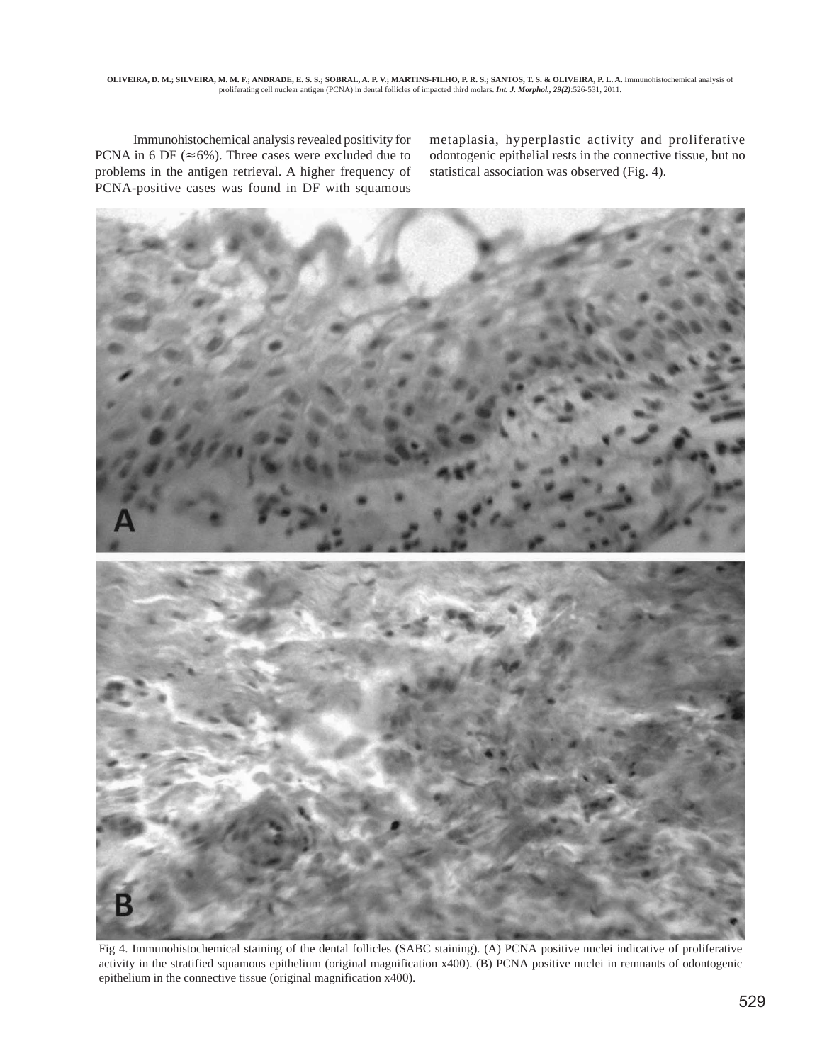Immunohistochemical analysis revealed positivity for PCNA in 6 DF (≈6%). Three cases were excluded due to problems in the antigen retrieval. A higher frequency of PCNA-positive cases was found in DF with squamous metaplasia, hyperplastic activity and proliferative odontogenic epithelial rests in the connective tissue, but no statistical association was observed (Fig. 4).

Fig 4. Immunohistochemical staining of the dental follicles (SABC staining). (A) PCNA positive nuclei indicative of proliferative activity in the stratified squamous epithelium (original magnification x400). (B) PCNA positive nuclei in remnants of odontogenic epithelium in the connective tissue (original magnification x400).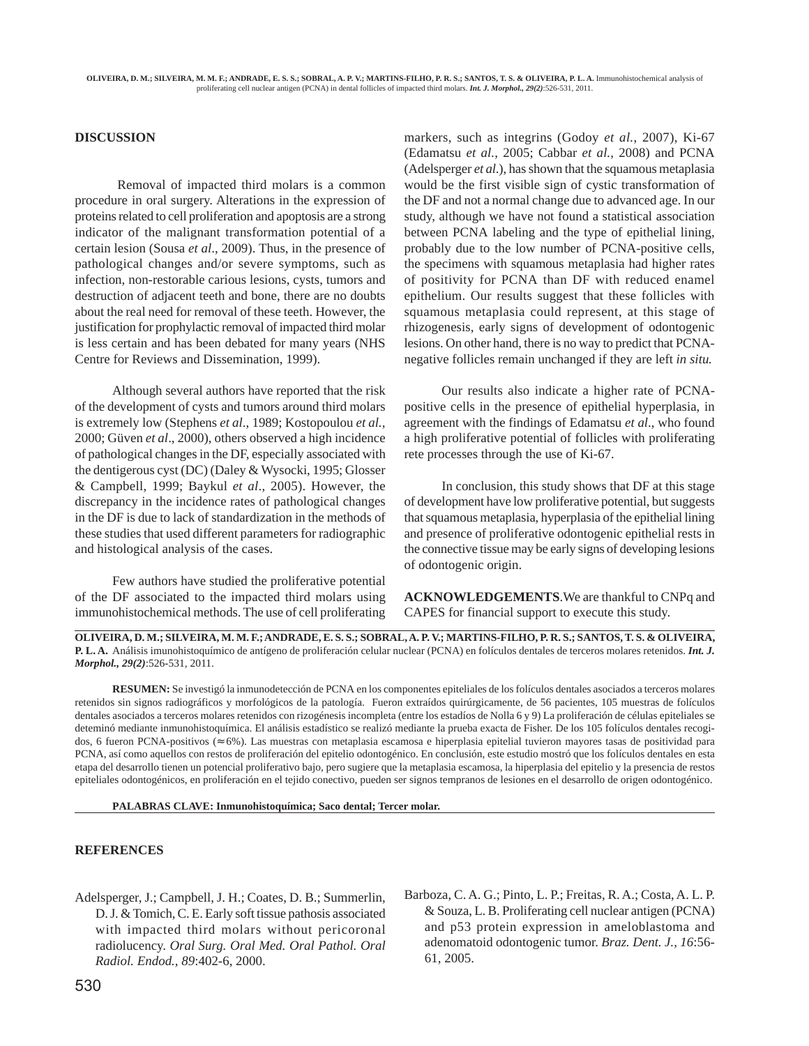## DISCUSSION

Removal of impacted third molars is a common procedure in oral surgery. Alterations in the expression of proteins related to cell proliferation and apoptosis are a strong indicator of the malignant transformation potential of a certain lesion (Sousa *et al*., 2009). Thus, in the presence of pathological changes and/or severe symptoms, such as infection, non-restorable carious lesions, cysts, tumors and destruction of adjacent teeth and bone, there are no doubts about the real need for removal of these teeth. However, the justification for prophylactic removal of impacted third molar is less certain and has been debated for many years (NHS Centre for Reviews and Dissemination, 1999).

Although several authors have reported that the risk of the development of cysts and tumors around third molars is extremely low (Stephens *et al*., 1989; Kostopoulou *et al.,* 2000; Güven *et al*., 2000), others observed a high incidence of pathological changes in the DF, especially associated with the dentigerous cyst (DC) (Daley & Wysocki, 1995; Glosser & Campbell, 1999; Baykul *et al*., 2005). However, the discrepancy in the incidence rates of pathological changes in the DF is due to lack of standardization in the methods of these studies that used different parameters for radiographic and histological analysis of the cases.

Few authors have studied the proliferative potential of the DF associated to the impacted third molars using immunohistochemical methods. The use of cell proliferating markers, such as integrins (Godoy *et al.*, 2007), Ki-67 (Edamatsu *et al.*, 2005; Cabbar *et al.,* 2008) and PCNA (Adelsperger *et al*.), has shown that the squamous metaplasia would be the first visible sign of cystic transformation of the DF and not a normal change due to advanced age. In our study, although we have not found a statistical association between PCNA labeling and the type of epithelial lining, probably due to the low number of PCNA-positive cells, the specimens with squamous metaplasia had higher rates of positivity for PCNA than DF with reduced enamel epithelium. Our results suggest that these follicles with squamous metaplasia could represent, at this stage of rhizogenesis, early signs of development of odontogenic lesions. On other hand, there is no way to predict that PCNA-negative follicles remain unchanged if they are left *in situ.*

Our results also indicate a higher rate of PCNA-positive cells in the presence of epithelial hyperplasia, in agreement with the findings of Edamatsu *et al*., who found a high proliferative potential of follicles with proliferating rete processes through the use of Ki-67.

In conclusion, this study shows that DF at this stage of development have low proliferative potential, but suggests that squamous metaplasia, hyperplasia of the epithelial lining and presence of proliferative odontogenic epithelial rests in the connective tissue may be early signs of developing lesions of odontogenic origin.

**ACKNOWLEDGEMENTS**.We are thankful to CNPq and CAPES for financial support to execute this study.

---

**OLIVEIRA, D. M.; SILVEIRA, M. M. F.; ANDRADE, E. S. S.; SOBRAL, A. P. V.; MARTINS-FILHO, P. R. S.; SANTOS, T. S. & OLIVEIRA, P. L. A.** Análisis imunohistoquímico de antígeno de proliferación celular nuclear (PCNA) en folículos dentales de terceros molares retenidos. ***Int. J. Morphol., 29(2)***:526-531, 2011.

**RESUMEN:** Se investigó la inmunodetección de PCNA en los componentes epiteliales de los folículos dentales asociados a terceros molares retenidos sin signos radiográficos y morfológicos de la patología. Fueron extraídos quirúrgicamente, de 56 pacientes, 105 muestras de folículos dentales asociados a terceros molares retenidos con rizogénesis incompleta (entre los estadíos de Nolla 6 y 9) La proliferación de células epiteliales se deteminó mediante inmunohistoquímica. El análisis estadístico se realizó mediante la prueba exacta de Fisher. De los 105 folículos dentales recogidos, 6 fueron PCNA-positivos ($\approx$6%). Las muestras con metaplasia escamosa e hiperplasia epitelial tuvieron mayores tasas de positividad para PCNA, así como aquellos con restos de proliferación del epitelio odontogénico. En conclusión, este estudio mostró que los folículos dentales en esta etapa del desarrollo tienen un potencial proliferativo bajo, pero sugiere que la metaplasia escamosa, la hiperplasia del epitelio y la presencia de restos epiteliales odontogénicos, en proliferación en el tejido conectivo, pueden ser signos tempranos de lesiones en el desarrollo de origen odontogénico.

**PALABRAS CLAVE: Inmunohistoquímica; Saco dental; Tercer molar.**

---

## REFERENCES

Adelsperger, J.; Campbell, J. H.; Coates, D. B.; Summerlin, D. J. & Tomich, C. E. Early soft tissue pathosis associated with impacted third molars without pericoronal radiolucency. *Oral Surg. Oral Med. Oral Pathol. Oral Radiol. Endod., 89*:402-6, 2000.

Barboza, C. A. G.; Pinto, L. P.; Freitas, R. A.; Costa, A. L. P. & Souza, L. B. Proliferating cell nuclear antigen (PCNA) and p53 protein expression in ameloblastoma and adenomatoid odontogenic tumor. *Braz. Dent. J., 16*:56-61, 2005.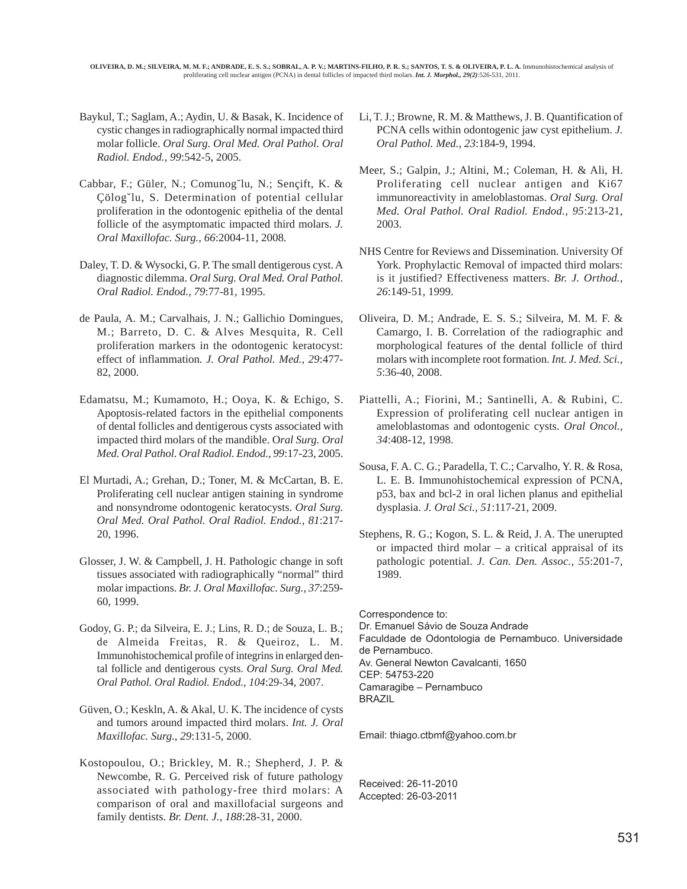Baykul, T.; Saglam, A.; Aydin, U. & Basak, K. Incidence of cystic changes in radiographically normal impacted third molar follicle. *Oral Surg. Oral Med. Oral Pathol. Oral Radiol. Endod., 99*:542-5, 2005.

Cabbar, F.; Güler, N.; Comunoğlu, N.; Sençift, K. & Çöloğlu, S. Determination of potential cellular proliferation in the odontogenic epithelia of the dental follicle of the asymptomatic impacted third molars. *J. Oral Maxillofac. Surg., 66*:2004-11, 2008.

Daley, T. D. & Wysocki, G. P. The small dentigerous cyst. A diagnostic dilemma. *Oral Surg. Oral Med. Oral Pathol. Oral Radiol. Endod., 79*:77-81, 1995.

de Paula, A. M.; Carvalhais, J. N.; Gallichio Domingues, M.; Barreto, D. C. & Alves Mesquita, R. Cell proliferation markers in the odontogenic keratocyst: effect of inflammation. *J. Oral Pathol. Med., 29*:477-82, 2000.

Edamatsu, M.; Kumamoto, H.; Ooya, K. & Echigo, S. Apoptosis-related factors in the epithelial components of dental follicles and dentigerous cysts associated with impacted third molars of the mandible. *Oral Surg. Oral Med. Oral Pathol. Oral Radiol. Endod., 99*:17-23, 2005.

El Murtadi, A.; Grehan, D.; Toner, M. & McCartan, B. E. Proliferating cell nuclear antigen staining in syndrome and nonsyndrome odontogenic keratocysts. *Oral Surg. Oral Med. Oral Pathol. Oral Radiol. Endod., 81*:217-20, 1996.

Glosser, J. W. & Campbell, J. H. Pathologic change in soft tissues associated with radiographically "normal" third molar impactions. *Br. J. Oral Maxillofac. Surg., 37*:259-60, 1999.

Godoy, G. P.; da Silveira, E. J.; Lins, R. D.; de Souza, L. B.; de Almeida Freitas, R. & Queiroz, L. M. Immunohistochemical profile of integrins in enlarged dental follicle and dentigerous cysts. *Oral Surg. Oral Med. Oral Pathol. Oral Radiol. Endod., 104*:29-34, 2007.

Güven, O.; Keskln, A. & Akal, U. K. The incidence of cysts and tumors around impacted third molars. *Int. J. Oral Maxillofac. Surg., 29*:131-5, 2000.

Kostopoulou, O.; Brickley, M. R.; Shepherd, J. P. & Newcombe, R. G. Perceived risk of future pathology associated with pathology-free third molars: A comparison of oral and maxillofacial surgeons and family dentists. *Br. Dent. J., 188*:28-31, 2000.

Li, T. J.; Browne, R. M. & Matthews, J. B. Quantification of PCNA cells within odontogenic jaw cyst epithelium. *J. Oral Pathol. Med., 23*:184-9, 1994.

Meer, S.; Galpin, J.; Altini, M.; Coleman, H. & Ali, H. Proliferating cell nuclear antigen and Ki67 immunoreactivity in ameloblastomas. *Oral Surg. Oral Med. Oral Pathol. Oral Radiol. Endod., 95*:213-21, 2003.

NHS Centre for Reviews and Dissemination. University Of York. Prophylactic Removal of impacted third molars: is it justified? Effectiveness matters. *Br. J. Orthod., 26*:149-51, 1999.

Oliveira, D. M.; Andrade, E. S. S.; Silveira, M. M. F. & Camargo, I. B. Correlation of the radiographic and morphological features of the dental follicle of third molars with incomplete root formation. *Int. J. Med. Sci., 5*:36-40, 2008.

Piattelli, A.; Fiorini, M.; Santinelli, A. & Rubini, C. Expression of proliferating cell nuclear antigen in ameloblastomas and odontogenic cysts. *Oral Oncol., 34*:408-12, 1998.

Sousa, F. A. C. G.; Paradella, T. C.; Carvalho, Y. R. & Rosa, L. E. B. Immunohistochemical expression of PCNA, p53, bax and bcl-2 in oral lichen planus and epithelial dysplasia. *J. Oral Sci., 51*:117-21, 2009.

Stephens, R. G.; Kogon, S. L. & Reid, J. A. The unerupted or impacted third molar – a critical appraisal of its pathologic potential. *J. Can. Den. Assoc., 55*:201-7, 1989.

Correspondence to:
Dr. Emanuel Sávio de Souza Andrade
Faculdade de Odontologia de Pernambuco. Universidade de Pernambuco.
Av. General Newton Cavalcanti, 1650
CEP: 54753-220
Camaragibe – Pernambuco
BRAZIL

Email: thiago.ctbmf@yahoo.com.br

Received: 26-11-2010
Accepted: 26-03-2011